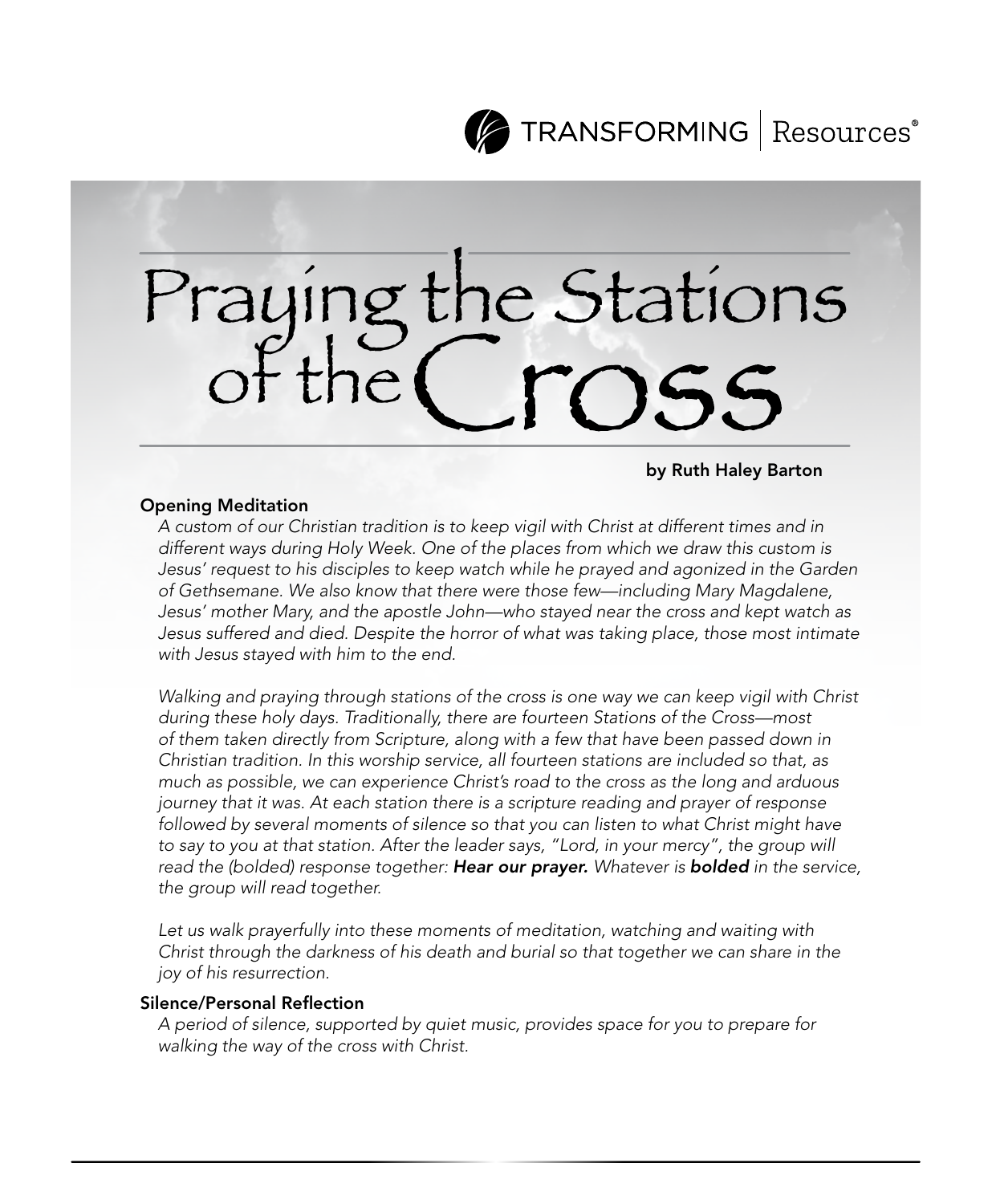TRANSFORMING | Resources®

# Praying the Stations of the Cross

**by Ruth Haley Barton**

**Opening Meditation**

*A custom of our Christian tradition is to keep vigil with Christ at different times and in different ways during Holy Week. One of the places from which we draw this custom is Jesus' request to his disciples to keep watch while he prayed and agonized in the Garden of Gethsemane. We also know that there were those few—including Mary Magdalene, Jesus' mother Mary, and the apostle John—who stayed near the cross and kept watch as Jesus suffered and died. Despite the horror of what was taking place, those most intimate with Jesus stayed with him to the end.*

*Walking and praying through stations of the cross is one way we can keep vigil with Christ during these holy days. Traditionally, there are fourteen Stations of the Cross—most of them taken directly from Scripture, along with a few that have been passed down in Christian tradition. In this worship service, all fourteen stations are included so that, as much as possible, we can experience Christ's road to the cross as the long and arduous journey that it was. At each station there is a scripture reading and prayer of response followed by several moments of silence so that you can listen to what Christ might have to say to you at that station. After the leader says, "Lord, in your mercy", the group will read the (bolded) response together:* ***Hear our prayer.*** *Whatever is* ***bolded*** *in the service, the group will read together.*

*Let us walk prayerfully into these moments of meditation, watching and waiting with Christ through the darkness of his death and burial so that together we can share in the joy of his resurrection.*

**Silence/Personal Reflection**

*A period of silence, supported by quiet music, provides space for you to prepare for walking the way of the cross with Christ.*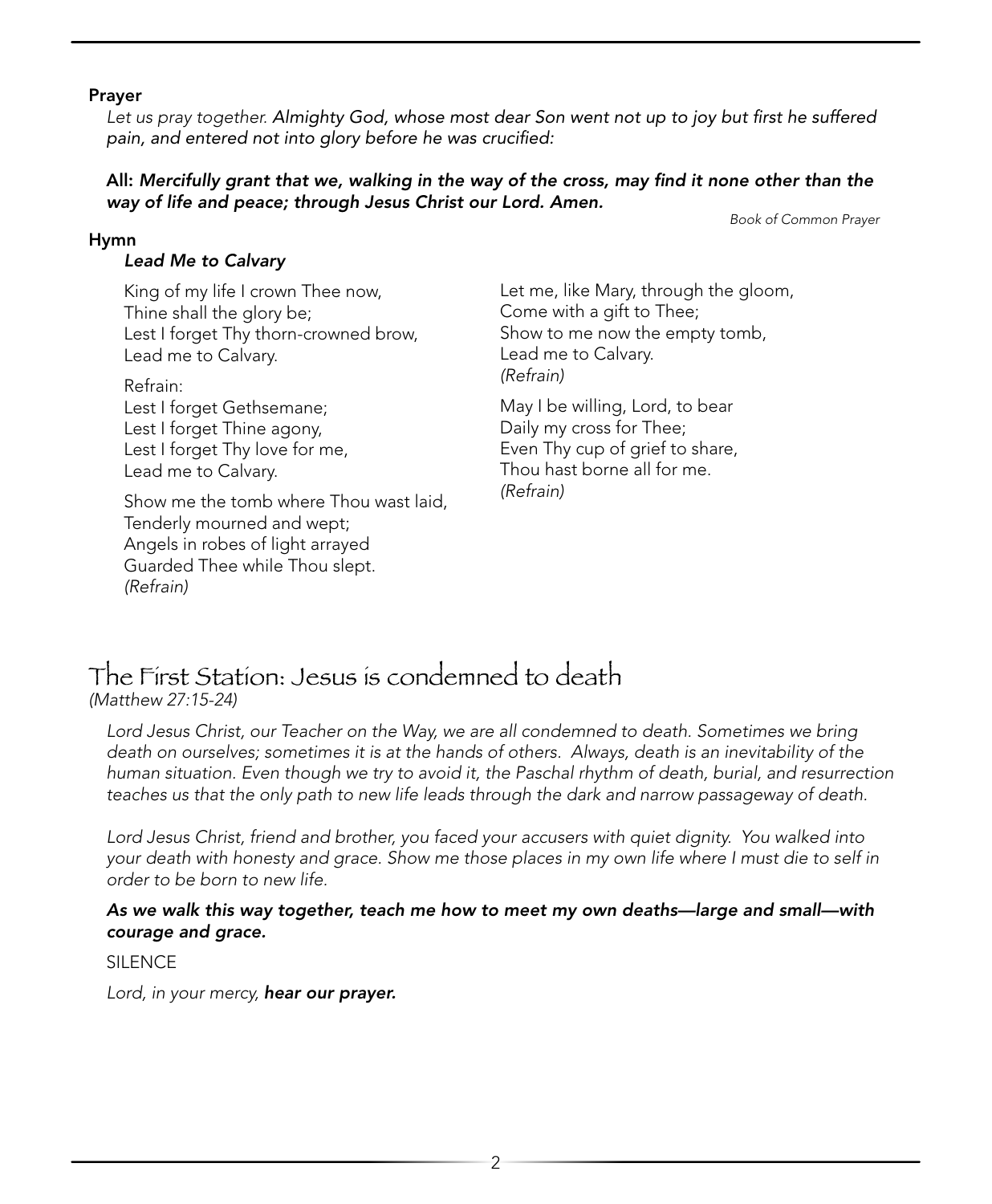**Prayer**

*Let us pray together. Almighty God, whose most dear Son went not up to joy but first he suffered pain, and entered not into glory before he was crucified:*

**All: *Mercifully grant that we, walking in the way of the cross, may find it none other than the way of life and peace; through Jesus Christ our Lord. Amen.***

*Book of Common Prayer*

**Hymn**

***Lead Me to Calvary***

King of my life I crown Thee now,  
Thine shall the glory be;  
Lest I forget Thy thorn-crowned brow,  
Lead me to Calvary.

Refrain:  
Lest I forget Gethsemane;  
Lest I forget Thine agony,  
Lest I forget Thy love for me,  
Lead me to Calvary.

Show me the tomb where Thou wast laid,  
Tenderly mourned and wept;  
Angels in robes of light arrayed  
Guarded Thee while Thou slept.  
*(Refrain)*

Let me, like Mary, through the gloom,  
Come with a gift to Thee;  
Show to me now the empty tomb,  
Lead me to Calvary.  
*(Refrain)*

May I be willing, Lord, to bear  
Daily my cross for Thee;  
Even Thy cup of grief to share,  
Thou hast borne all for me.  
*(Refrain)*

# The First Station: Jesus is condemned to death

*(Matthew 27:15-24)*

*Lord Jesus Christ, our Teacher on the Way, we are all condemned to death. Sometimes we bring death on ourselves; sometimes it is at the hands of others. Always, death is an inevitability of the human situation. Even though we try to avoid it, the Paschal rhythm of death, burial, and resurrection teaches us that the only path to new life leads through the dark and narrow passageway of death.*

*Lord Jesus Christ, friend and brother, you faced your accusers with quiet dignity. You walked into your death with honesty and grace. Show me those places in my own life where I must die to self in order to be born to new life.*

***As we walk this way together, teach me how to meet my own deaths—large and small—with courage and grace.***

SILENCE

*Lord, in your mercy,* ***hear our prayer.***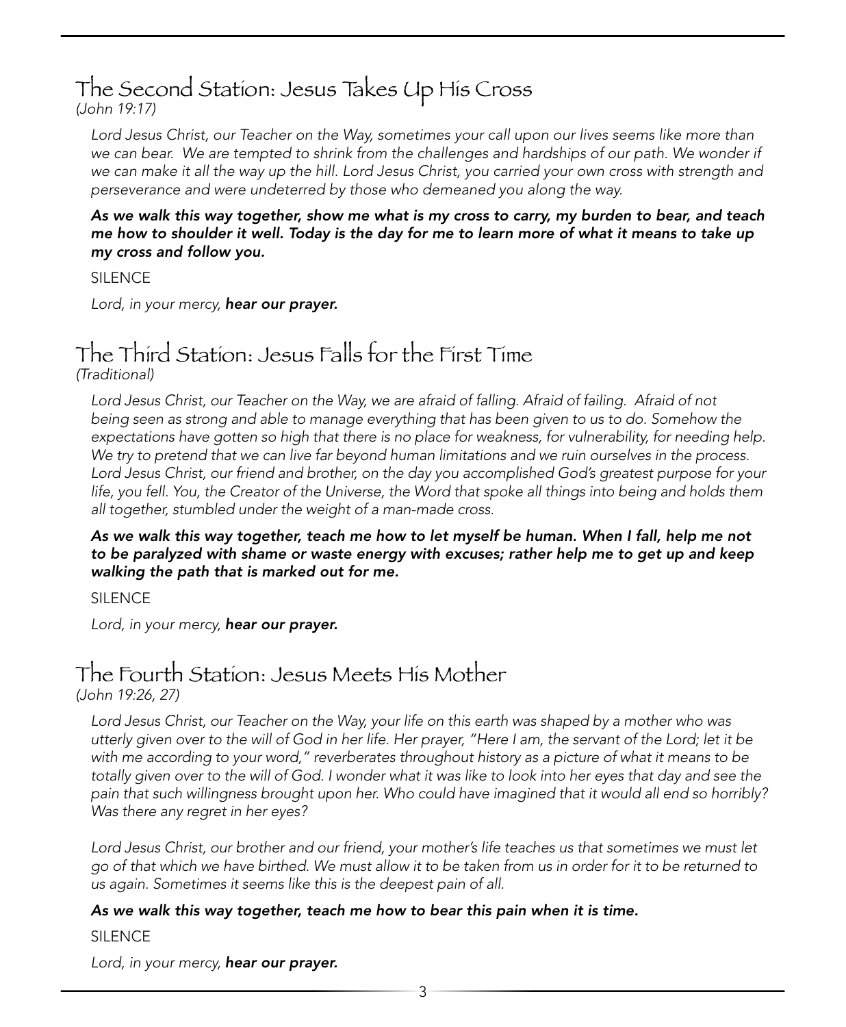## The Second Station: Jesus Takes Up His Cross

*(John 19:17)*

*Lord Jesus Christ, our Teacher on the Way, sometimes your call upon our lives seems like more than we can bear. We are tempted to shrink from the challenges and hardships of our path. We wonder if we can make it all the way up the hill. Lord Jesus Christ, you carried your own cross with strength and perseverance and were undeterred by those who demeaned you along the way.*

***As we walk this way together, show me what is my cross to carry, my burden to bear, and teach me how to shoulder it well. Today is the day for me to learn more of what it means to take up my cross and follow you.***

SILENCE

*Lord, in your mercy,* ***hear our prayer.***

## The Third Station: Jesus Falls for the First Time

*(Traditional)*

*Lord Jesus Christ, our Teacher on the Way, we are afraid of falling. Afraid of failing. Afraid of not being seen as strong and able to manage everything that has been given to us to do. Somehow the expectations have gotten so high that there is no place for weakness, for vulnerability, for needing help. We try to pretend that we can live far beyond human limitations and we ruin ourselves in the process. Lord Jesus Christ, our friend and brother, on the day you accomplished God's greatest purpose for your life, you fell. You, the Creator of the Universe, the Word that spoke all things into being and holds them all together, stumbled under the weight of a man-made cross.*

***As we walk this way together, teach me how to let myself be human. When I fall, help me not to be paralyzed with shame or waste energy with excuses; rather help me to get up and keep walking the path that is marked out for me.***

SILENCE

*Lord, in your mercy,* ***hear our prayer.***

## The Fourth Station: Jesus Meets His Mother

*(John 19:26, 27)*

*Lord Jesus Christ, our Teacher on the Way, your life on this earth was shaped by a mother who was utterly given over to the will of God in her life. Her prayer, "Here I am, the servant of the Lord; let it be with me according to your word," reverberates throughout history as a picture of what it means to be totally given over to the will of God. I wonder what it was like to look into her eyes that day and see the pain that such willingness brought upon her. Who could have imagined that it would all end so horribly? Was there any regret in her eyes?*

*Lord Jesus Christ, our brother and our friend, your mother's life teaches us that sometimes we must let go of that which we have birthed. We must allow it to be taken from us in order for it to be returned to us again. Sometimes it seems like this is the deepest pain of all.*

***As we walk this way together, teach me how to bear this pain when it is time.***

SILENCE

*Lord, in your mercy,* ***hear our prayer.***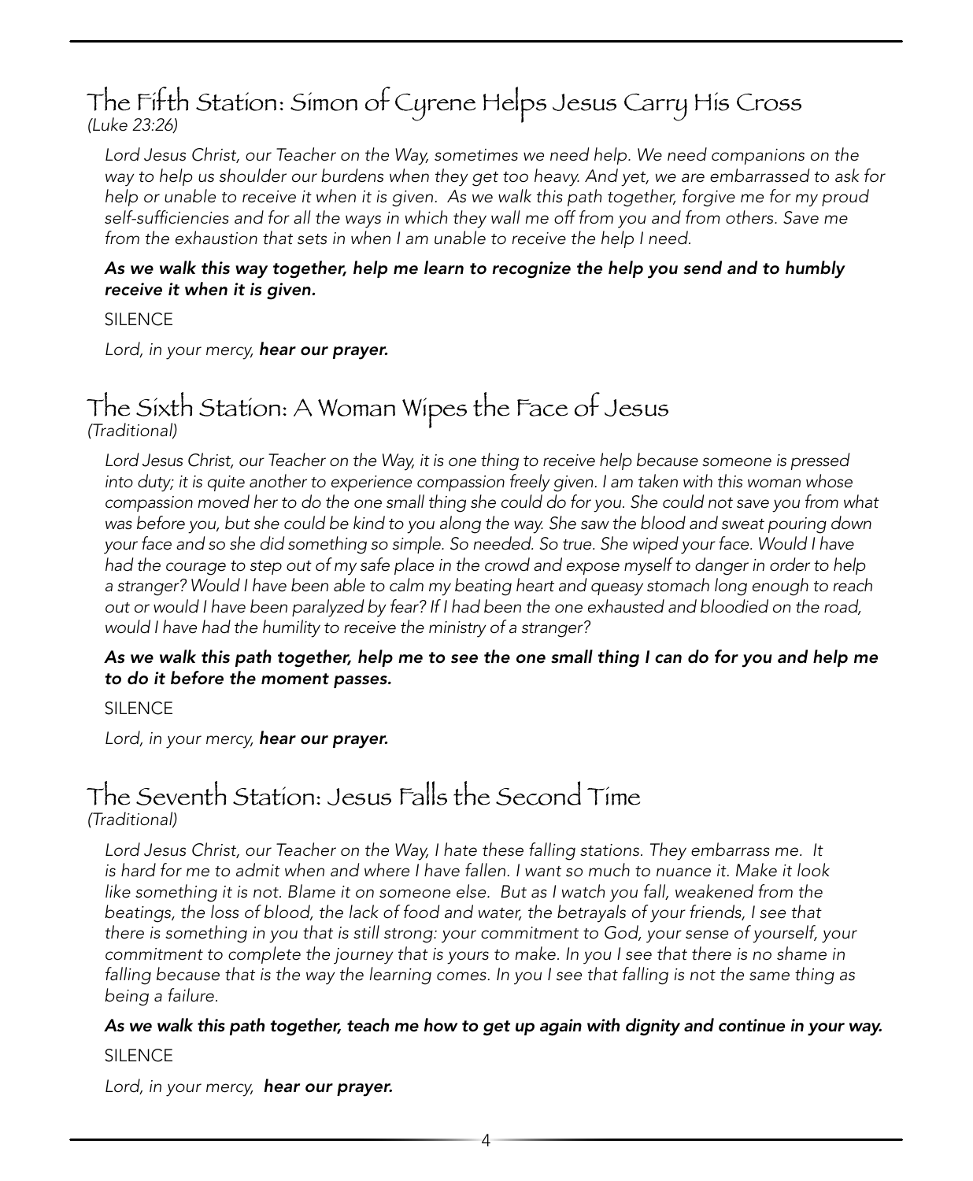## The Fifth Station: Simon of Cyrene Helps Jesus Carry His Cross

*(Luke 23:26)*

*Lord Jesus Christ, our Teacher on the Way, sometimes we need help. We need companions on the way to help us shoulder our burdens when they get too heavy. And yet, we are embarrassed to ask for help or unable to receive it when it is given. As we walk this path together, forgive me for my proud self-sufficiencies and for all the ways in which they wall me off from you and from others. Save me from the exhaustion that sets in when I am unable to receive the help I need.*

***As we walk this way together, help me learn to recognize the help you send and to humbly receive it when it is given.***

SILENCE

*Lord, in your mercy,* ***hear our prayer.***

## The Sixth Station: A Woman Wipes the Face of Jesus

*(Traditional)*

*Lord Jesus Christ, our Teacher on the Way, it is one thing to receive help because someone is pressed into duty; it is quite another to experience compassion freely given. I am taken with this woman whose compassion moved her to do the one small thing she could do for you. She could not save you from what was before you, but she could be kind to you along the way. She saw the blood and sweat pouring down your face and so she did something so simple. So needed. So true. She wiped your face. Would I have had the courage to step out of my safe place in the crowd and expose myself to danger in order to help a stranger? Would I have been able to calm my beating heart and queasy stomach long enough to reach out or would I have been paralyzed by fear? If I had been the one exhausted and bloodied on the road, would I have had the humility to receive the ministry of a stranger?*

***As we walk this path together, help me to see the one small thing I can do for you and help me to do it before the moment passes.***

SILENCE

*Lord, in your mercy,* ***hear our prayer.***

## The Seventh Station: Jesus Falls the Second Time

*(Traditional)*

*Lord Jesus Christ, our Teacher on the Way, I hate these falling stations. They embarrass me. It is hard for me to admit when and where I have fallen. I want so much to nuance it. Make it look like something it is not. Blame it on someone else. But as I watch you fall, weakened from the beatings, the loss of blood, the lack of food and water, the betrayals of your friends, I see that there is something in you that is still strong: your commitment to God, your sense of yourself, your commitment to complete the journey that is yours to make. In you I see that there is no shame in falling because that is the way the learning comes. In you I see that falling is not the same thing as being a failure.*

***As we walk this path together, teach me how to get up again with dignity and continue in your way.***

SILENCE

*Lord, in your mercy,* ***hear our prayer.***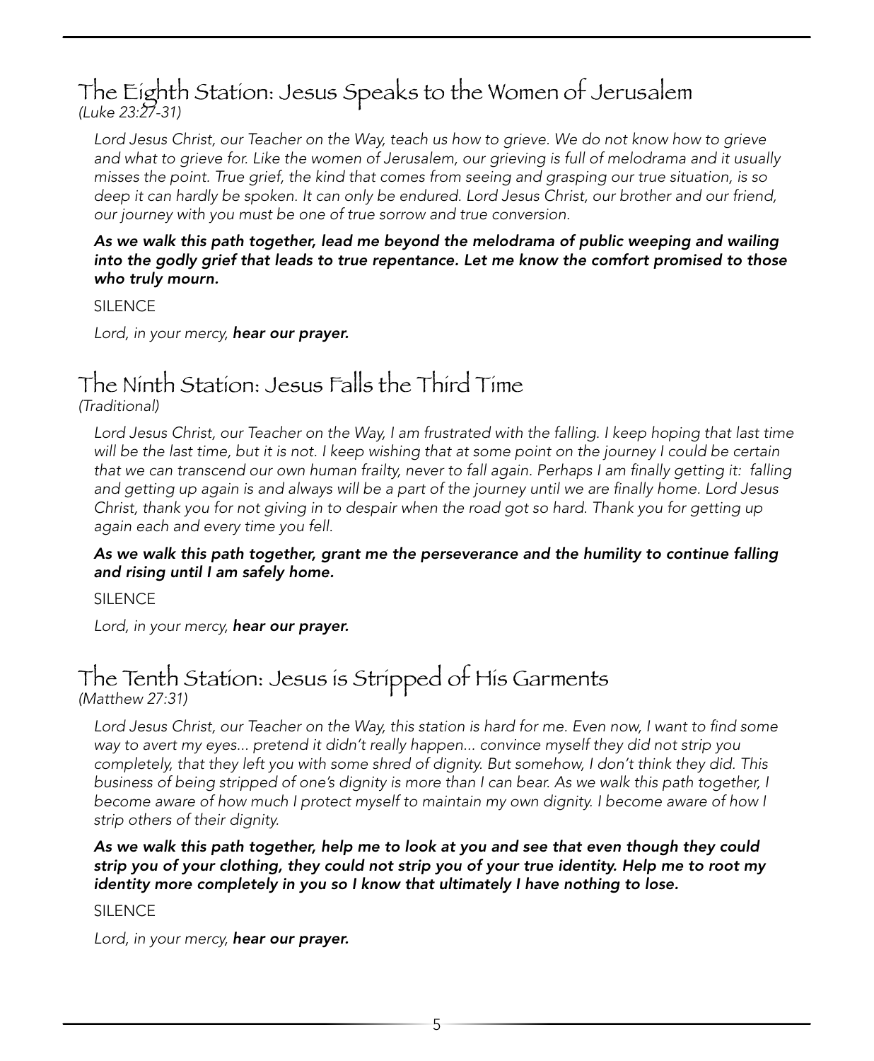## The Eighth Station: Jesus Speaks to the Women of Jerusalem

*(Luke 23:27-31)*

*Lord Jesus Christ, our Teacher on the Way, teach us how to grieve. We do not know how to grieve and what to grieve for. Like the women of Jerusalem, our grieving is full of melodrama and it usually misses the point. True grief, the kind that comes from seeing and grasping our true situation, is so deep it can hardly be spoken. It can only be endured. Lord Jesus Christ, our brother and our friend, our journey with you must be one of true sorrow and true conversion.*

***As we walk this path together, lead me beyond the melodrama of public weeping and wailing into the godly grief that leads to true repentance. Let me know the comfort promised to those who truly mourn.***

SILENCE

*Lord, in your mercy,* ***hear our prayer.***

## The Ninth Station: Jesus Falls the Third Time

*(Traditional)*

*Lord Jesus Christ, our Teacher on the Way, I am frustrated with the falling. I keep hoping that last time will be the last time, but it is not. I keep wishing that at some point on the journey I could be certain that we can transcend our own human frailty, never to fall again. Perhaps I am finally getting it: falling and getting up again is and always will be a part of the journey until we are finally home. Lord Jesus Christ, thank you for not giving in to despair when the road got so hard. Thank you for getting up again each and every time you fell.*

***As we walk this path together, grant me the perseverance and the humility to continue falling and rising until I am safely home.***

SILENCE

*Lord, in your mercy,* ***hear our prayer.***

## The Tenth Station: Jesus is Stripped of His Garments

*(Matthew 27:31)*

*Lord Jesus Christ, our Teacher on the Way, this station is hard for me. Even now, I want to find some way to avert my eyes... pretend it didn't really happen... convince myself they did not strip you completely, that they left you with some shred of dignity. But somehow, I don't think they did. This business of being stripped of one's dignity is more than I can bear. As we walk this path together, I become aware of how much I protect myself to maintain my own dignity. I become aware of how I strip others of their dignity.*

***As we walk this path together, help me to look at you and see that even though they could strip you of your clothing, they could not strip you of your true identity. Help me to root my identity more completely in you so I know that ultimately I have nothing to lose.***

SILENCE

*Lord, in your mercy,* ***hear our prayer.***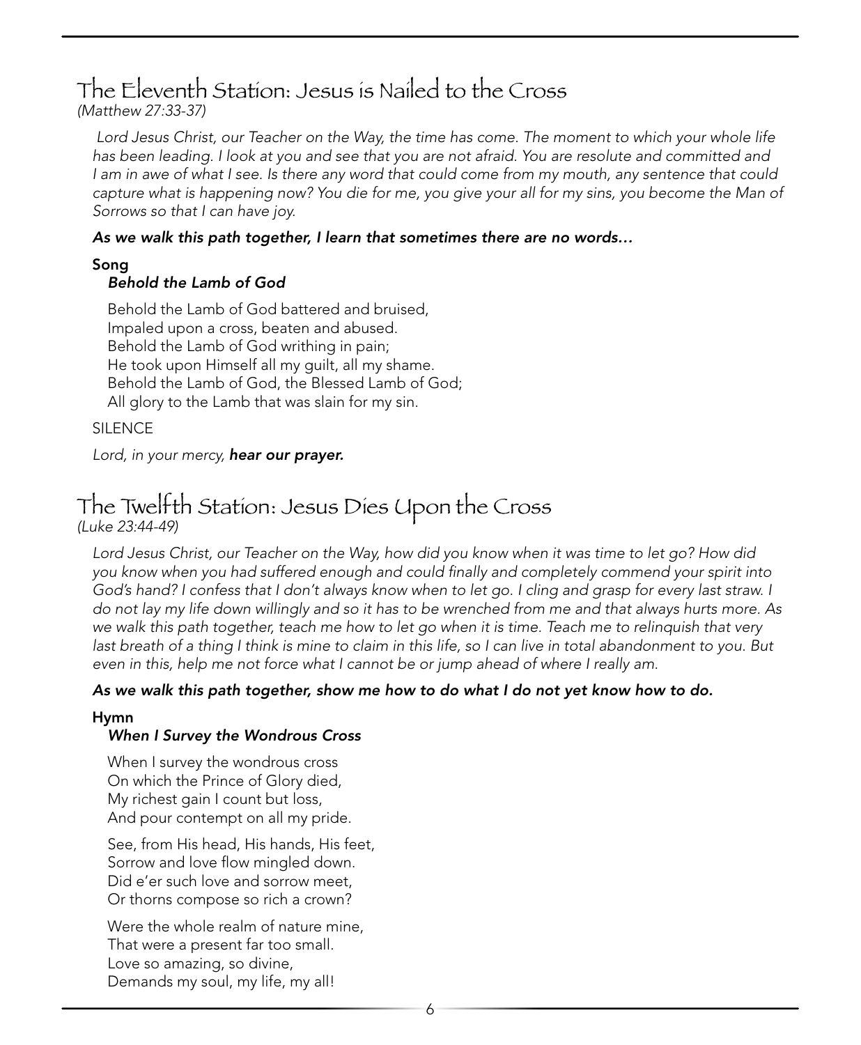## The Eleventh Station: Jesus is Nailed to the Cross

*(Matthew 27:33-37)*

*Lord Jesus Christ, our Teacher on the Way, the time has come. The moment to which your whole life has been leading. I look at you and see that you are not afraid. You are resolute and committed and I am in awe of what I see. Is there any word that could come from my mouth, any sentence that could capture what is happening now? You die for me, you give your all for my sins, you become the Man of Sorrows so that I can have joy.*

***As we walk this path together, I learn that sometimes there are no words…***

**Song**

***Behold the Lamb of God***

Behold the Lamb of God battered and bruised,
Impaled upon a cross, beaten and abused.
Behold the Lamb of God writhing in pain;
He took upon Himself all my guilt, all my shame.
Behold the Lamb of God, the Blessed Lamb of God;
All glory to the Lamb that was slain for my sin.

SILENCE

*Lord, in your mercy,* ***hear our prayer.***

## The Twelfth Station: Jesus Dies Upon the Cross

*(Luke 23:44-49)*

*Lord Jesus Christ, our Teacher on the Way, how did you know when it was time to let go? How did you know when you had suffered enough and could finally and completely commend your spirit into God's hand? I confess that I don't always know when to let go. I cling and grasp for every last straw. I do not lay my life down willingly and so it has to be wrenched from me and that always hurts more. As we walk this path together, teach me how to let go when it is time. Teach me to relinquish that very last breath of a thing I think is mine to claim in this life, so I can live in total abandonment to you. But even in this, help me not force what I cannot be or jump ahead of where I really am.*

***As we walk this path together, show me how to do what I do not yet know how to do.***

**Hymn**

***When I Survey the Wondrous Cross***

When I survey the wondrous cross
On which the Prince of Glory died,
My richest gain I count but loss,
And pour contempt on all my pride.

See, from His head, His hands, His feet,
Sorrow and love flow mingled down.
Did e'er such love and sorrow meet,
Or thorns compose so rich a crown?

Were the whole realm of nature mine,
That were a present far too small.
Love so amazing, so divine,
Demands my soul, my life, my all!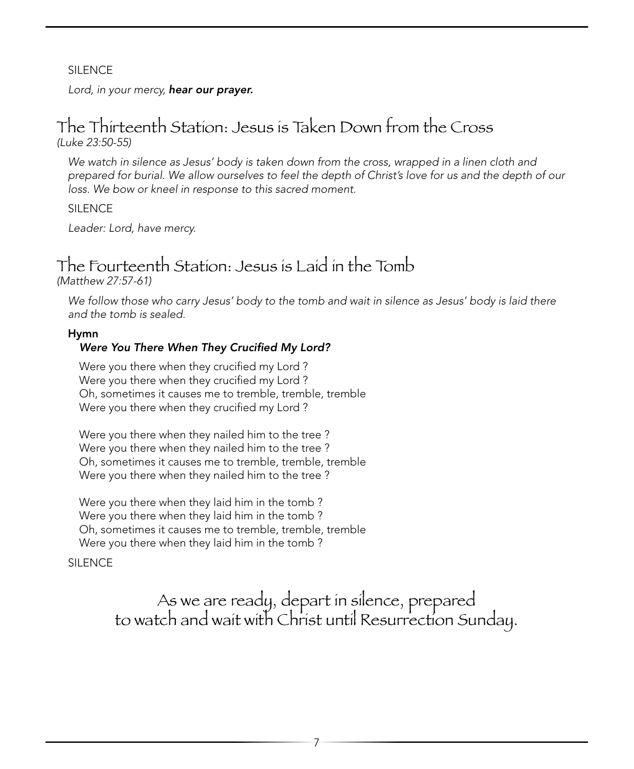SILENCE

*Lord, in your mercy,* ***hear our prayer.***

## The Thirteenth Station: Jesus is Taken Down from the Cross

*(Luke 23:50-55)*

*We watch in silence as Jesus' body is taken down from the cross, wrapped in a linen cloth and prepared for burial. We allow ourselves to feel the depth of Christ's love for us and the depth of our loss. We bow or kneel in response to this sacred moment.*

SILENCE

*Leader: Lord, have mercy.*

## The Fourteenth Station: Jesus is Laid in the Tomb

*(Matthew 27:57-61)*

*We follow those who carry Jesus' body to the tomb and wait in silence as Jesus' body is laid there and the tomb is sealed.*

**Hymn**

***Were You There When They Crucified My Lord?***

Were you there when they crucified my Lord ?
Were you there when they crucified my Lord ?
Oh, sometimes it causes me to tremble, tremble, tremble
Were you there when they crucified my Lord ?

Were you there when they nailed him to the tree ?
Were you there when they nailed him to the tree ?
Oh, sometimes it causes me to tremble, tremble, tremble
Were you there when they nailed him to the tree ?

Were you there when they laid him in the tomb ?
Were you there when they laid him in the tomb ?
Oh, sometimes it causes me to tremble, tremble, tremble
Were you there when they laid him in the tomb ?

SILENCE

As we are ready, depart in silence, prepared to watch and wait with Christ until Resurrection Sunday.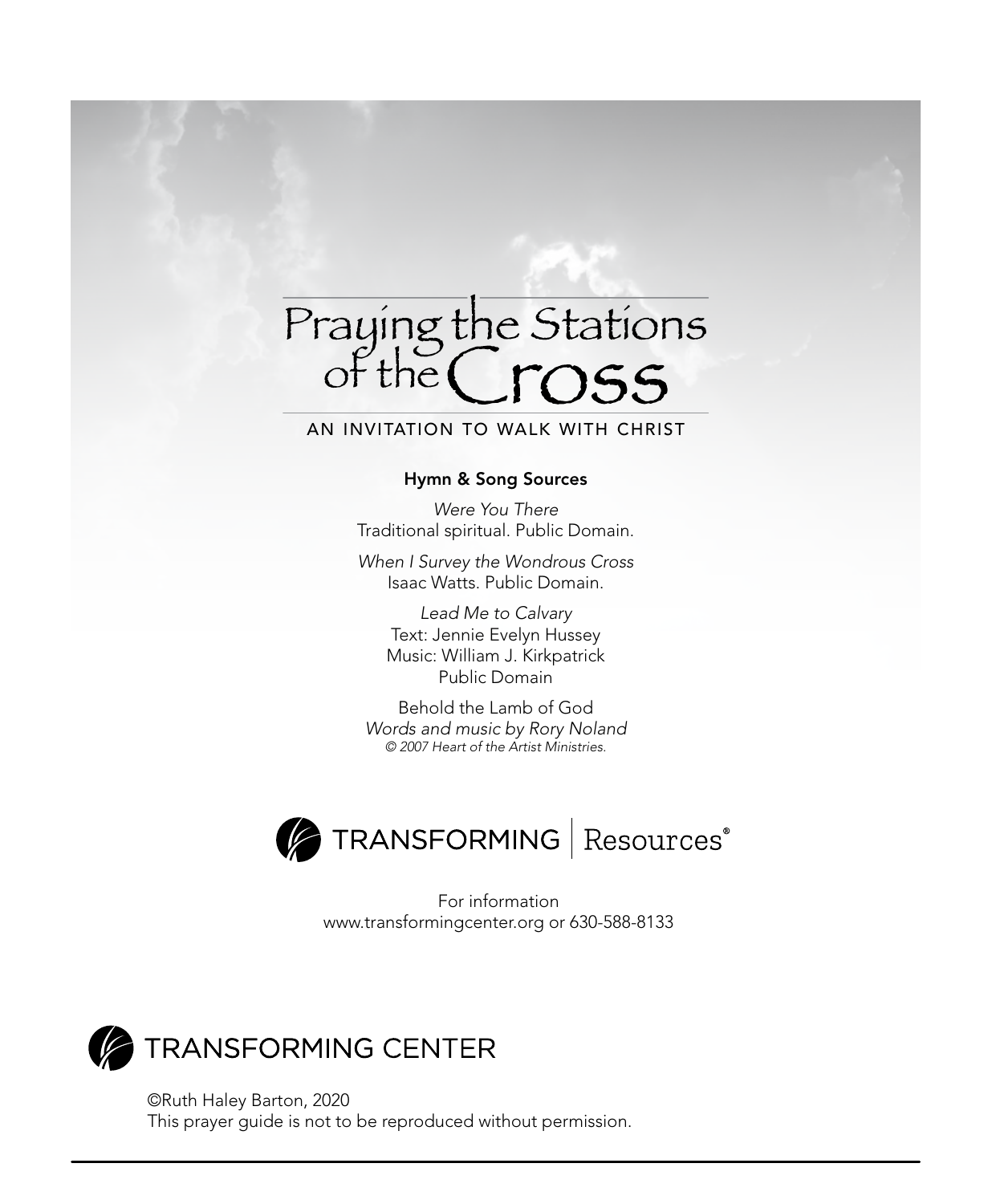# Praying the Stations of the Cross

AN INVITATION TO WALK WITH CHRIST

**Hymn & Song Sources**

*Were You There*
Traditional spiritual. Public Domain.

*When I Survey the Wondrous Cross*
Isaac Watts. Public Domain.

*Lead Me to Calvary*
Text: Jennie Evelyn Hussey
Music: William J. Kirkpatrick
Public Domain

Behold the Lamb of God
*Words and music by Rory Noland*
*© 2007 Heart of the Artist Ministries.*

TRANSFORMING | Resources®

For information
www.transformingcenter.org or 630-588-8133

TRANSFORMING CENTER

©Ruth Haley Barton, 2020
This prayer guide is not to be reproduced without permission.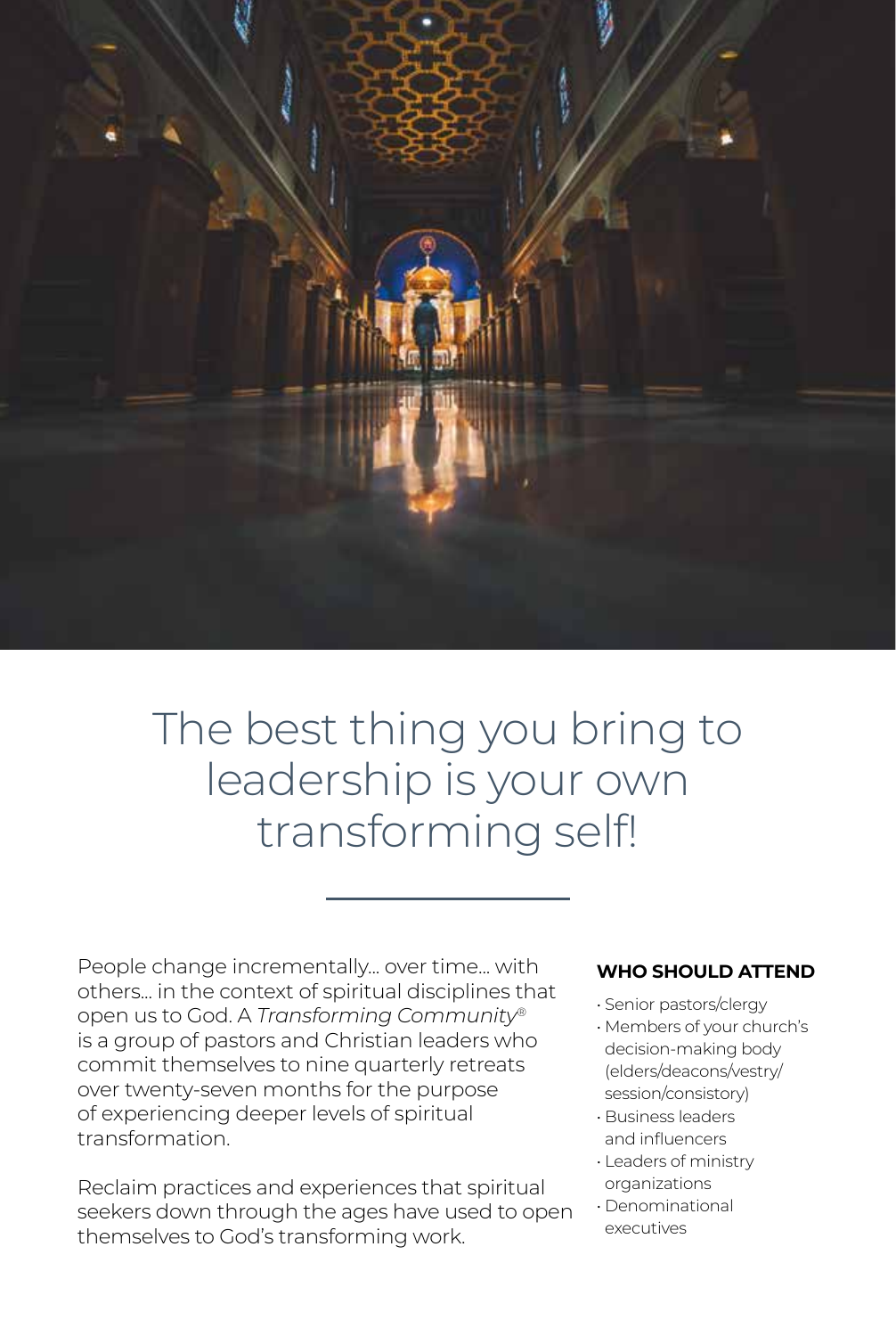# The best thing you bring to leadership is your own transforming self!

People change incrementally… over time… with others… in the context of spiritual disciplines that open us to God. A *Transforming Community*® is a group of pastors and Christian leaders who commit themselves to nine quarterly retreats over twenty-seven months for the purpose of experiencing deeper levels of spiritual transformation.

Reclaim practices and experiences that spiritual seekers down through the ages have used to open themselves to God's transforming work.

**WHO SHOULD ATTEND**

- Senior pastors/clergy
- Members of your church's decision-making body (elders/deacons/vestry/session/consistory)
- Business leaders and influencers
- Leaders of ministry organizations
- Denominational executives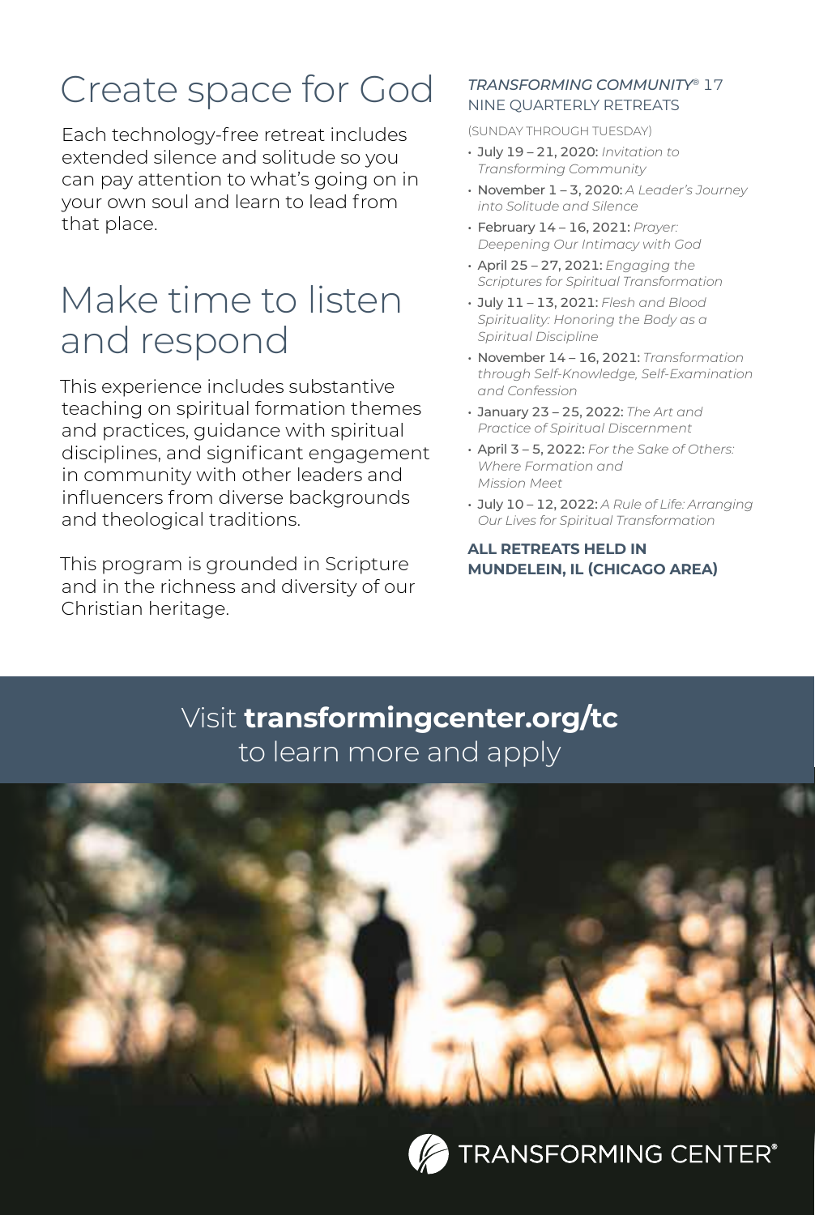# Create space for God

Each technology-free retreat includes extended silence and solitude so you can pay attention to what's going on in your own soul and learn to lead from that place.

# Make time to listen and respond

This experience includes substantive teaching on spiritual formation themes and practices, guidance with spiritual disciplines, and significant engagement in community with other leaders and influencers from diverse backgrounds and theological traditions.

This program is grounded in Scripture and in the richness and diversity of our Christian heritage.

*TRANSFORMING COMMUNITY*® 17
NINE QUARTERLY RETREATS

(SUNDAY THROUGH TUESDAY)

- July 19 – 21, 2020: *Invitation to Transforming Community*
- November 1 – 3, 2020: *A Leader's Journey into Solitude and Silence*
- February 14 – 16, 2021: *Prayer: Deepening Our Intimacy with God*
- April 25 – 27, 2021: *Engaging the Scriptures for Spiritual Transformation*
- July 11 – 13, 2021: *Flesh and Blood Spirituality: Honoring the Body as a Spiritual Discipline*
- November 14 – 16, 2021: *Transformation through Self-Knowledge, Self-Examination and Confession*
- January 23 – 25, 2022: *The Art and Practice of Spiritual Discernment*
- April 3 – 5, 2022: *For the Sake of Others: Where Formation and Mission Meet*
- July 10 – 12, 2022: *A Rule of Life: Arranging Our Lives for Spiritual Transformation*

**ALL RETREATS HELD IN MUNDELEIN, IL (CHICAGO AREA)**

Visit **transformingcenter.org/tc** to learn more and apply

TRANSFORMING CENTER®